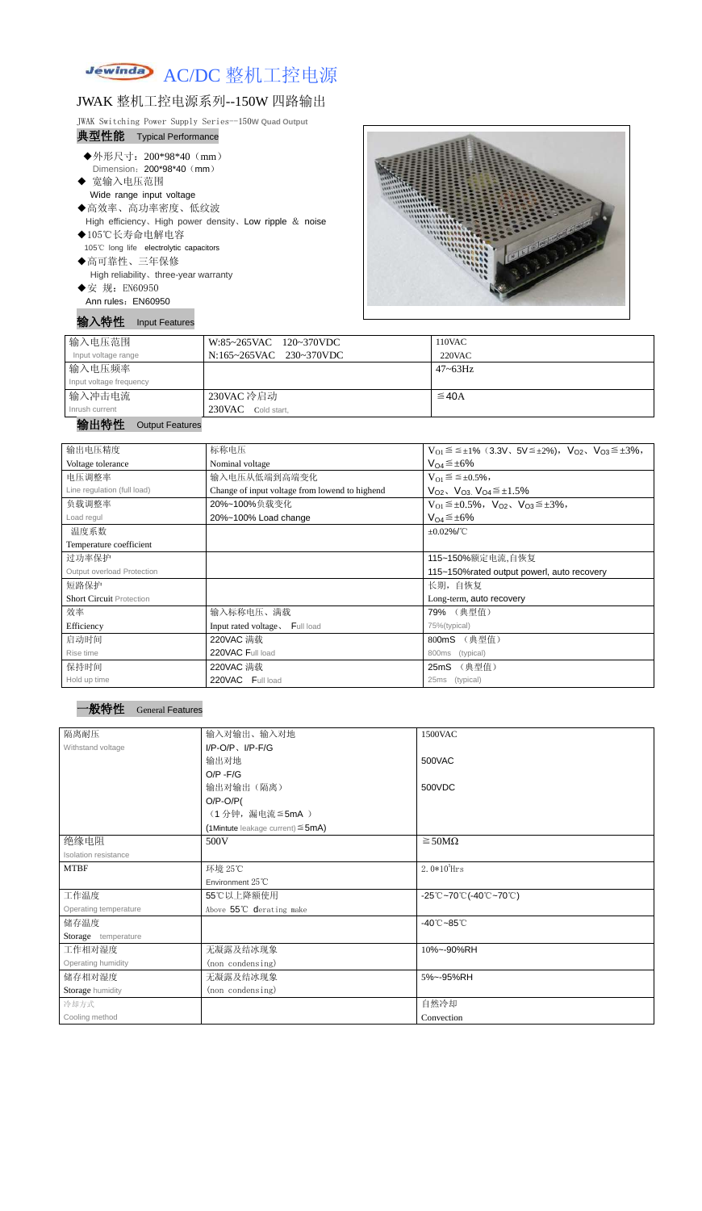# Jewinda AC/DC 整机工控电源

## JWAK 整机工控电源系列--150W 四路输出

JWAK Switching Power Supply Series--150W Quad Output

### 典型性能 Typical Performance

- ◆外形尺寸：200*98*40（mm）
  Dimension：200*98*40（mm）
- ◆ 宽输入电压范围
  Wide range input voltage
- ◆高效率、高功率密度、低纹波
  High efficiency、High power density、Low ripple ＆ noise
- ◆105℃长寿命电解电容
  105℃ long life electrolytic capacitors
- ◆高可靠性、三年保修
  High reliability、three-year warranty
- ◆安 规：EN60950
  Ann rules：EN60950

### 输入特性 Input Features

| 输入电压范围<br>Input voltage range | W:85~265VAC 120~370VDC<br>N:165~265VAC 230~370VDC | 110VAC<br>220VAC |
|---|---|---|
| 输入电压频率<br>Input voltage frequency | | 47~63Hz |
| 输入冲击电流<br>Inrush current | 230VAC 冷启动<br>230VAC Cold start, | ≦40A |

### 输出特性 Output Features

| 输出电压精度<br>Voltage tolerance | 标称电压<br>Nominal voltage | $V_{O1}$≦≦±1%（3.3V、5V≦±2%），$V_{O2}$、$V_{O3}$≦±3%，<br>$V_{O4}$≦±6% |
|---|---|---|
| 电压调整率<br>Line regulation (full load) | 输入电压从低端到高端变化<br>Change of input voltage from lowend to highend | $V_{O1}$≦≦±0.5%，<br>$V_{O2}$、$V_{O3}$、$V_{O4}$≦±1.5% |
| 负载调整率<br>Load regul | 20%~100%负载变化<br>20%~100% Load change | $V_{O1}$≦±0.5%，$V_{O2}$、$V_{O3}$≦±3%，<br>$V_{O4}$≦±6% |
| 温度系数<br>Temperature coefficient | | ±0.02%/℃ |
| 过功率保护<br>Output overload Protection | | 115~150%额定电流,自恢复<br>115~150%rated output powerl, auto recovery |
| 短路保护<br>Short Circuit Protection | | 长期，自恢复<br>Long-term, auto recovery |
| 效率<br>Efficiency | 输入标称电压、满载<br>Input rated voltage、Full load | 79% （典型值）<br>75%(typical) |
| 启动时间<br>Rise time | 220VAC 满载<br>220VAC Full load | 800mS （典型值）<br>800ms (typical) |
| 保持时间<br>Hold up time | 220VAC 满载<br>220VAC Full load | 25mS （典型值）<br>25ms (typical) |

### 一般特性 General Features

| 隔离耐压<br>Withstand voltage | 输入对输出、输入对地<br>I/P-O/P、I/P-F/G | 1500VAC |
|---|---|---|
| | 输出对地<br>O/P -F/G | 500VAC |
| | 输出对输出（隔离）<br>O/P-O/P(<br>（1 分钟，漏电流≦5mA ）<br>(1Mintute leakage current)≦5mA) | 500VDC |
| 绝缘电阻<br>Isolation resistance | 500V | ≧50MΩ |
| MTBF | 环境 25℃<br>Environment 25℃ | $2.0*10^5$Hrs |
| 工作温度<br>Operating temperature | 55℃以上降额使用<br>Above 55℃ derating make | -25℃~70℃(-40℃~70℃) |
| 储存温度<br>Storage temperature | | -40℃~85℃ |
| 工作相对湿度<br>Operating humidity | 无凝露及结冰现象<br>(non condensing) | 10%~-90%RH |
| 储存相对湿度<br>Storage humidity | 无凝露及结冰现象<br>(non condensing) | 5%~-95%RH |
| 冷却方式<br>Cooling method | | 自然冷却<br>Convection |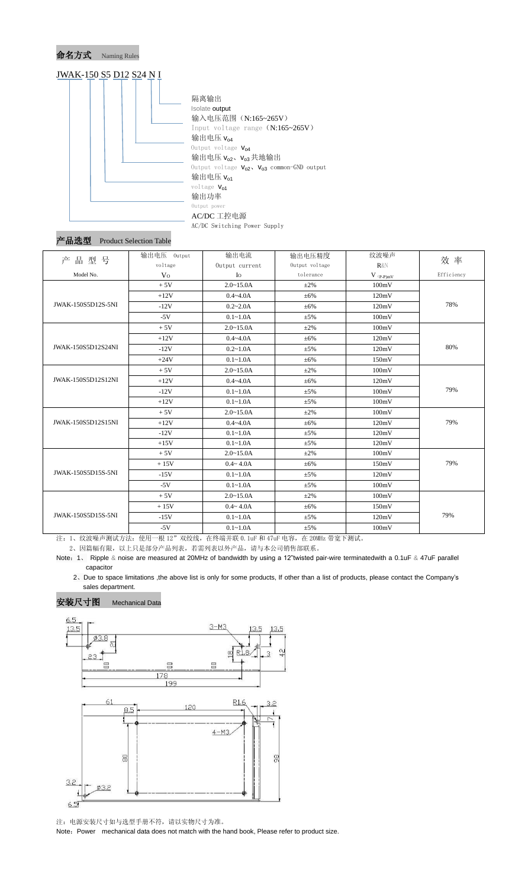## 命名方式 Naming Rules

JWAK-150 S5 D12 S24 N I

- 隔离输出 Isolate output
- 输入电压范围（N:165~265V） Input voltage range（N:165~265V）
- 输出电压 $V_{04}$ Output voltage $V_{04}$
- 输出电压 $V_{02}$、$V_{03}$ 共地输出 Output voltage $V_{02}$、$V_{03}$ common-GND output
- 输出电压 $V_{01}$ voltage $V_{01}$
- 输出功率 Output power
- AC/DC 工控电源 AC/DC Switching Power Supply

## 产品选型 Product Selection Table

| 产 品 型 号<br>Model No. | 输出电压 Output voltage<br>Vo | 输出电流<br>Output current<br>Io | 输出电压精度<br>Output voltage tolerance | 纹波噪声<br>R&N<br>V (P-P)mV | 效 率<br>Efficiency |
|---|---|---|---|---|---|
| JWAK-150S5D12S-5NI | + 5V | 2.0~15.0A | ±2% | 100mV | 78% |
| | +12V | 0.4~4.0A | ±6% | 120mV | |
| | -12V | 0.2~2.0A | ±6% | 120mV | |
| | -5V | 0.1~1.0A | ±5% | 100mV | |
| JWAK-150S5D12S24NI | + 5V | 2.0~15.0A | ±2% | 100mV | 80% |
| | +12V | 0.4~4.0A | ±6% | 120mV | |
| | -12V | 0.2~1.0A | ±5% | 120mV | |
| | +24V | 0.1~1.0A | ±6% | 150mV | |
| JWAK-150S5D12S12NI | + 5V | 2.0~15.0A | ±2% | 100mV | 79% |
| | +12V | 0.4~4.0A | ±6% | 120mV | |
| | -12V | 0.1~1.0A | ±5% | 100mV | |
| | +12V | 0.1~1.0A | ±5% | 100mV | |
| JWAK-150S5D12S15NI | + 5V | 2.0~15.0A | ±2% | 100mV | 79% |
| | +12V | 0.4~4.0A | ±6% | 120mV | |
| | -12V | 0.1~1.0A | ±5% | 120mV | |
| | +15V | 0.1~1.0A | ±5% | 120mV | |
| JWAK-150S5D15S-5NI | + 5V | 2.0~15.0A | ±2% | 100mV | 79% |
| | + 15V | 0.4~ 4.0A | ±6% | 150mV | |
| | -15V | 0.1~1.0A | ±5% | 120mV | |
| | -5V | 0.1~1.0A | ±5% | 100mV | |
| JWAK-150S5D15S-5NI | + 5V | 2.0~15.0A | ±2% | 100mV | 79% |
| | + 15V | 0.4~ 4.0A | ±6% | 150mV | |
| | -15V | 0.1~1.0A | ±5% | 120mV | |
| | -5V | 0.1~1.0A | ±5% | 100mV | |

注：1、纹波噪声测试方法：使用一根 12" 双绞线，在终端并联 0.1uF 和 47uF 电容，在 20MHz 带宽下测试。

2、因篇幅有限，以上只是部分产品列表，若需列表以外产品，请与本公司销售部联系。

Note：1、 Ripple & noise are measured at 20MHz of bandwidth by using a 12"twisted pair-wire terminatedwith a 0.1uF & 47uF parallel capacitor

2、Due to space limitations ,the above list is only for some products, If other than a list of products, please contact the Company's sales department.

## 安装尺寸图 Mechanical Data

6.5
13.5
Ø3.8
21
23
3-M3
13.5
13.5
18
R1.8
3
42
178
199

61
8.5
120
R1.6
3.2
7
4-M3
80
98
3.2
Ø3.2
6.5

注：电源安装尺寸如与选型手册不符，请以实物尺寸为准。

Note：Power mechanical data does not match with the hand book, Please refer to product size.